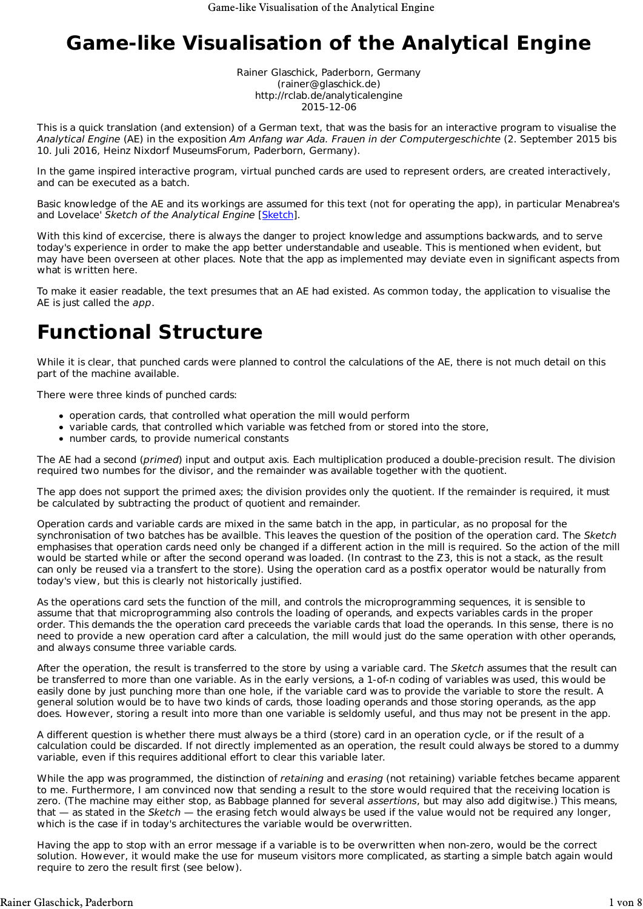# Game-like Visualisation of the Analytical Engine

Rainer Glaschick, Paderborn, Germany
(rainer@glaschick.de)
http://rclab.de/analyticalengine
2015-12-06

This is a quick translation (and extension) of a German text, that was the basis for an interactive program to visualise the *Analytical Engine* (AE) in the exposition *Am Anfang war Ada. Frauen in der Computergeschichte* (2. September 2015 bis 10. Juli 2016, Heinz Nixdorf MuseumsForum, Paderborn, Germany).

In the game inspired interactive program, virtual punched cards are used to represent orders, are created interactively, and can be executed as a batch.

Basic knowledge of the AE and its workings are assumed for this text (not for operating the app), in particular Menabrea's and Lovelace' *Sketch of the Analytical Engine* [Sketch].

With this kind of excercise, there is always the danger to project knowledge and assumptions backwards, and to serve today's experience in order to make the app better understandable and useable. This is mentioned when evident, but may have been overseen at other places. Note that the app as implemented may deviate even in significant aspects from what is written here.

To make it easier readable, the text presumes that an AE had existed. As common today, the application to visualise the AE is just called the *app*.

# Functional Structure

While it is clear, that punched cards were planned to control the calculations of the AE, there is not much detail on this part of the machine available.

There were three kinds of punched cards:

- operation cards, that controlled what operation the mill would perform
- variable cards, that controlled which variable was fetched from or stored into the store,
- number cards, to provide numerical constants

The AE had a second (*primed*) input and output axis. Each multiplication produced a double-precision result. The division required two numbes for the divisor, and the remainder was available together with the quotient.

The app does not support the primed axes; the division provides only the quotient. If the remainder is required, it must be calculated by subtracting the product of quotient and remainder.

Operation cards and variable cards are mixed in the same batch in the app, in particular, as no proposal for the synchronisation of two batches has be availble. This leaves the question of the position of the operation card. The *Sketch* emphasises that operation cards need only be changed if a different action in the mill is required. So the action of the mill would be started while or after the second operand was loaded. (In contrast to the Z3, this is not a stack, as the result can only be reused via a transfert to the store). Using the operation card as a postfix operator would be naturally from today's view, but this is clearly not historically justified.

As the operations card sets the function of the mill, and controls the microprogramming sequences, it is sensible to assume that that microprogramming also controls the loading of operands, and expects variables cards in the proper order. This demands the the operation card preceeds the variable cards that load the operands. In this sense, there is no need to provide a new operation card after a calculation, the mill would just do the same operation with other operands, and always consume three variable cards.

After the operation, the result is transferred to the store by using a variable card. The *Sketch* assumes that the result can be transferred to more than one variable. As in the early versions, a 1-of-n coding of variables was used, this would be easily done by just punching more than one hole, if the variable card was to provide the variable to store the result. A general solution would be to have two kinds of cards, those loading operands and those storing operands, as the app does. However, storing a result into more than one variable is seldomly useful, and thus may not be present in the app.

A different question is whether there must always be a third (store) card in an operation cycle, or if the result of a calculation could be discarded. If not directly implemented as an operation, the result could always be stored to a dummy variable, even if this requires additional effort to clear this variable later.

While the app was programmed, the distinction of *retaining* and *erasing* (not retaining) variable fetches became apparent to me. Furthermore, I am convinced now that sending a result to the store would required that the receiving location is zero. (The machine may either stop, as Babbage planned for several *assertions*, but may also add digitwise.) This means, that — as stated in the *Sketch* — the erasing fetch would always be used if the value would not be required any longer, which is the case if in today's architectures the variable would be overwritten.

Having the app to stop with an error message if a variable is to be overwritten when non-zero, would be the correct solution. However, it would make the use for museum visitors more complicated, as starting a simple batch again would require to zero the result first (see below).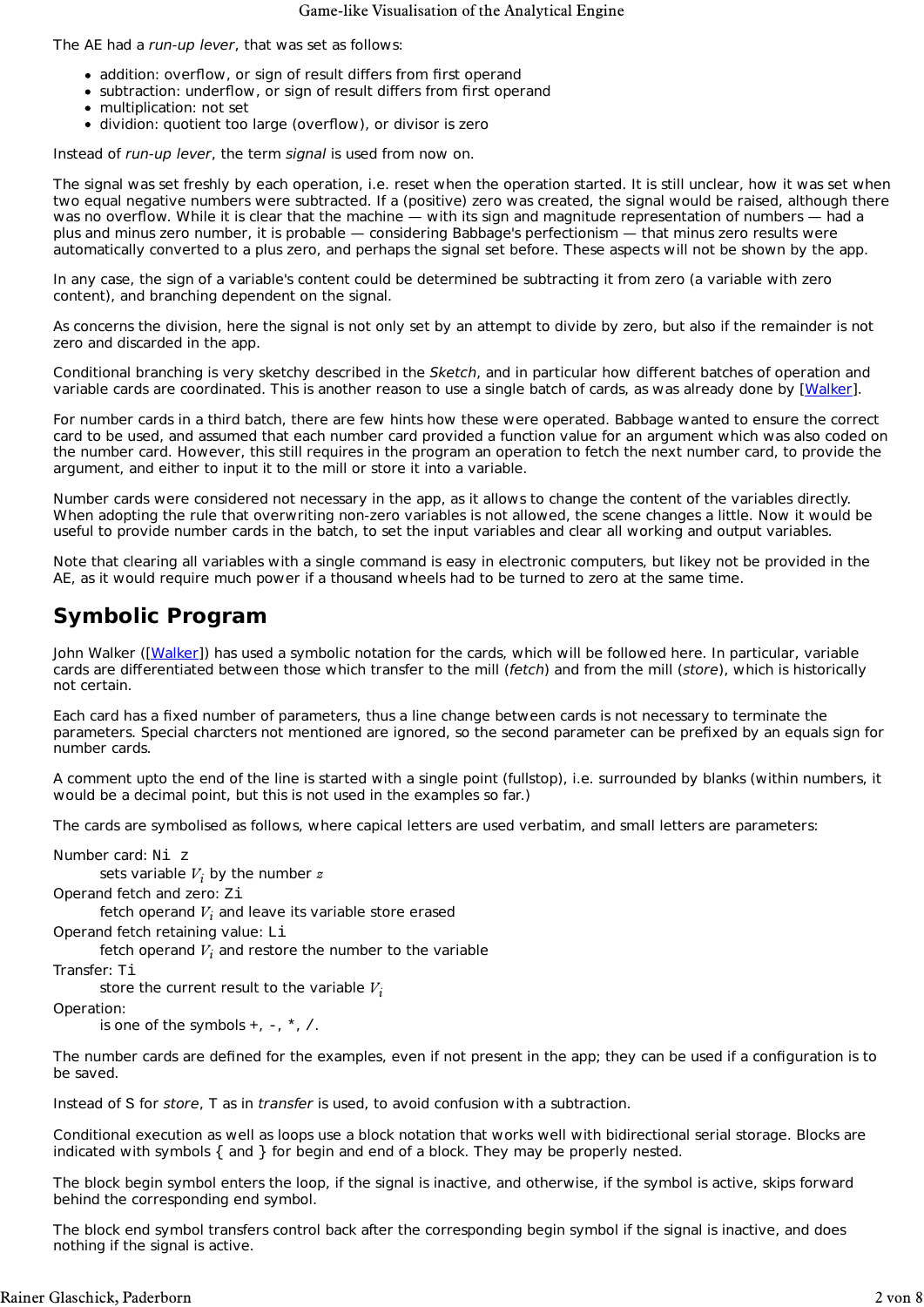The AE had a *run-up lever*, that was set as follows:

- addition: overflow, or sign of result differs from first operand
- subtraction: underflow, or sign of result differs from first operand
- multiplication: not set
- dividion: quotient too large (overflow), or divisor is zero

Instead of *run-up lever*, the term *signal* is used from now on.

The signal was set freshly by each operation, i.e. reset when the operation started. It is still unclear, how it was set when two equal negative numbers were subtracted. If a (positive) zero was created, the signal would be raised, although there was no overflow. While it is clear that the machine — with its sign and magnitude representation of numbers — had a plus and minus zero number, it is probable — considering Babbage's perfectionism — that minus zero results were automatically converted to a plus zero, and perhaps the signal set before. These aspects will not be shown by the app.

In any case, the sign of a variable's content could be determined be subtracting it from zero (a variable with zero content), and branching dependent on the signal.

As concerns the division, here the signal is not only set by an attempt to divide by zero, but also if the remainder is not zero and discarded in the app.

Conditional branching is very sketchy described in the *Sketch*, and in particular how different batches of operation and variable cards are coordinated. This is another reason to use a single batch of cards, as was already done by [Walker].

For number cards in a third batch, there are few hints how these were operated. Babbage wanted to ensure the correct card to be used, and assumed that each number card provided a function value for an argument which was also coded on the number card. However, this still requires in the program an operation to fetch the next number card, to provide the argument, and either to input it to the mill or store it into a variable.

Number cards were considered not necessary in the app, as it allows to change the content of the variables directly. When adopting the rule that overwriting non-zero variables is not allowed, the scene changes a little. Now it would be useful to provide number cards in the batch, to set the input variables and clear all working and output variables.

Note that clearing all variables with a single command is easy in electronic computers, but likey not be provided in the AE, as it would require much power if a thousand wheels had to be turned to zero at the same time.

## Symbolic Program

John Walker ([Walker]) has used a symbolic notation for the cards, which will be followed here. In particular, variable cards are differentiated between those which transfer to the mill (*fetch*) and from the mill (*store*), which is historically not certain.

Each card has a fixed number of parameters, thus a line change between cards is not necessary to terminate the parameters. Special charcters not mentioned are ignored, so the second parameter can be prefixed by an equals sign for number cards.

A comment upto the end of the line is started with a single point (fullstop), i.e. surrounded by blanks (within numbers, it would be a decimal point, but this is not used in the examples so far.)

The cards are symbolised as follows, where capical letters are used verbatim, and small letters are parameters:

Number card: `Ni z`
: sets variable $V_i$ by the number $z$

Operand fetch and zero: `Zi`
: fetch operand $V_i$ and leave its variable store erased

Operand fetch retaining value: `Li`
: fetch operand $V_i$ and restore the number to the variable

Transfer: `Ti`
: store the current result to the variable $V_i$

Operation:
: is one of the symbols `+`, `-`, `*`, `/`.

The number cards are defined for the examples, even if not present in the app; they can be used if a configuration is to be saved.

Instead of S for *store*, T as in *transfer* is used, to avoid confusion with a subtraction.

Conditional execution as well as loops use a block notation that works well with bidirectional serial storage. Blocks are indicated with symbols { and } for begin and end of a block. They may be properly nested.

The block begin symbol enters the loop, if the signal is inactive, and otherwise, if the symbol is active, skips forward behind the corresponding end symbol.

The block end symbol transfers control back after the corresponding begin symbol if the signal is inactive, and does nothing if the signal is active.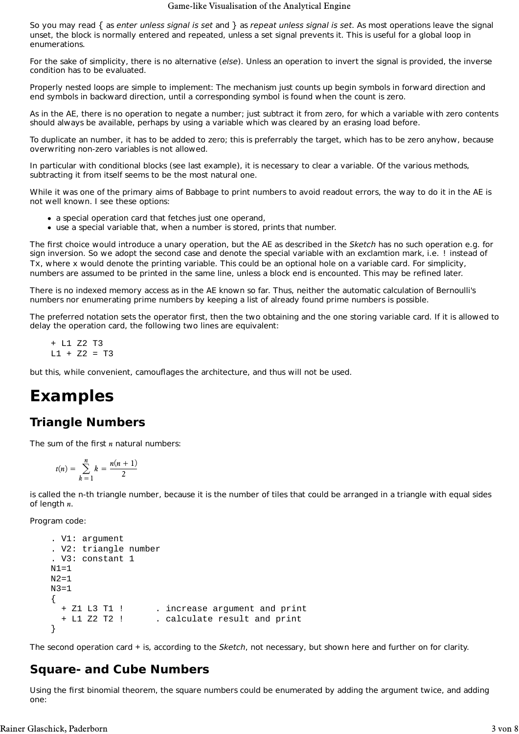So you may read { as *enter unless signal is set* and } as *repeat unless signal is set*. As most operations leave the signal unset, the block is normally entered and repeated, unless a set signal prevents it. This is useful for a global loop in enumerations.

For the sake of simplicity, there is no alternative (*else*). Unless an operation to invert the signal is provided, the inverse condition has to be evaluated.

Properly nested loops are simple to implement: The mechanism just counts up begin symbols in forward direction and end symbols in backward direction, until a corresponding symbol is found when the count is zero.

As in the AE, there is no operation to negate a number; just subtract it from zero, for which a variable with zero contents should always be available, perhaps by using a variable which was cleared by an erasing load before.

To duplicate an number, it has to be added to zero; this is preferrably the target, which has to be zero anyhow, because overwriting non-zero variables is not allowed.

In particular with conditional blocks (see last example), it is necessary to clear a variable. Of the various methods, subtracting it from itself seems to be the most natural one.

While it was one of the primary aims of Babbage to print numbers to avoid readout errors, the way to do it in the AE is not well known. I see these options:

- a special operation card that fetches just one operand,
- use a special variable that, when a number is stored, prints that number.

The first choice would introduce a unary operation, but the AE as described in the *Sketch* has no such operation e.g. for sign inversion. So we adopt the second case and denote the special variable with an exclamtion mark, i.e. `!` instead of Tx, where x would denote the printing variable. This could be an optional hole on a variable card. For simplicity, numbers are assumed to be printed in the same line, unless a block end is encounted. This may be refined later.

There is no indexed memory access as in the AE known so far. Thus, neither the automatic calculation of Bernoulli's numbers nor enumerating prime numbers by keeping a list of already found prime numbers is possible.

The preferred notation sets the operator first, then the two obtaining and the one storing variable card. If it is allowed to delay the operation card, the following two lines are equivalent:

```
+ L1 Z2 T3
L1 + Z2 = T3
```

but this, while convenient, camouflages the architecture, and thus will not be used.

# Examples

## Triangle Numbers

The sum of the first $n$ natural numbers:

$$t(n) = \sum_{k=1}^{n} k = \frac{n(n+1)}{2}$$

is called the n-th triangle number, because it is the number of tiles that could be arranged in a triangle with equal sides of length $n$.

Program code:

```
. V1: argument
. V2: triangle number
. V3: constant 1
N1=1
N2=1
N3=1
{
  + Z1 L3 T1 !      . increase argument and print
  + L1 Z2 T2 !      . calculate result and print
}
```

The second operation card + is, according to the *Sketch*, not necessary, but shown here and further on for clarity.

## Square- and Cube Numbers

Using the first binomial theorem, the square numbers could be enumerated by adding the argument twice, and adding one: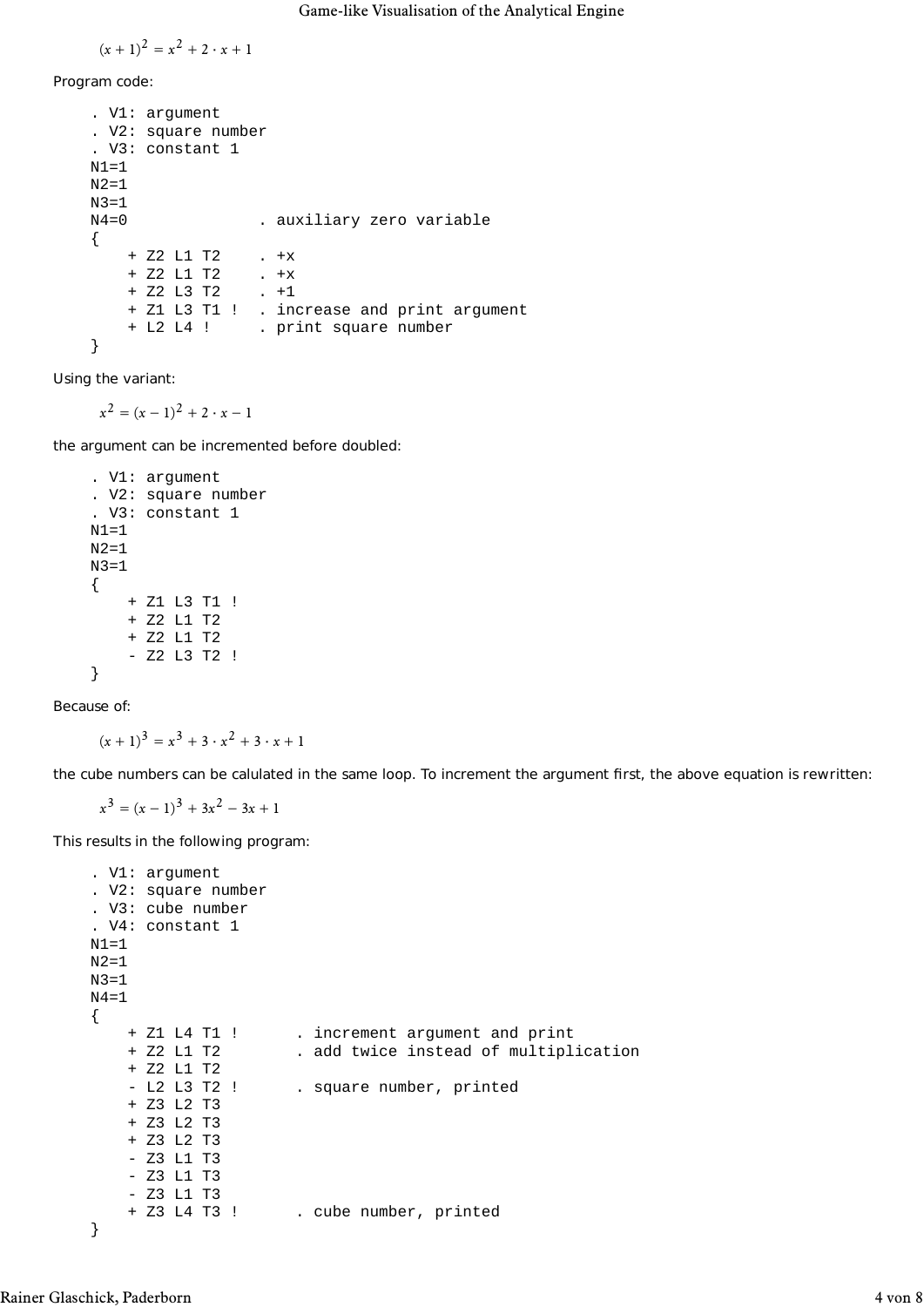$$(x+1)^2 = x^2 + 2 \cdot x + 1$$

Program code:

```
. V1: argument
. V2: square number
. V3: constant 1
N1=1
N2=1
N3=1
N4=0              . auxiliary zero variable
{
    + Z2 L1 T2    . +x
    + Z2 L1 T2    . +x
    + Z2 L3 T2    . +1
    + Z1 L3 T1 !  . increase and print argument
    + L2 L4 !     . print square number
}
```

Using the variant:

$$x^2 = (x-1)^2 + 2 \cdot x - 1$$

the argument can be incremented before doubled:

```
. V1: argument
. V2: square number
. V3: constant 1
N1=1
N2=1
N3=1
{
    + Z1 L3 T1 !
    + Z2 L1 T2
    + Z2 L1 T2
    - Z2 L3 T2 !
}
```

Because of:

$$(x+1)^3 = x^3 + 3 \cdot x^2 + 3 \cdot x + 1$$

the cube numbers can be calulated in the same loop. To increment the argument first, the above equation is rewritten:

$$x^3 = (x-1)^3 + 3x^2 - 3x + 1$$

This results in the following program:

```
. V1: argument
. V2: square number
. V3: cube number
. V4: constant 1
N1=1
N2=1
N3=1
N4=1
{
    + Z1 L4 T1 !      . increment argument and print
    + Z2 L1 T2        . add twice instead of multiplication
    + Z2 L1 T2
    - L2 L3 T2 !      . square number, printed
    + Z3 L2 T3
    + Z3 L2 T3
    + Z3 L2 T3
    - Z3 L1 T3
    - Z3 L1 T3
    - Z3 L1 T3
    + Z3 L4 T3 !      . cube number, printed
}
```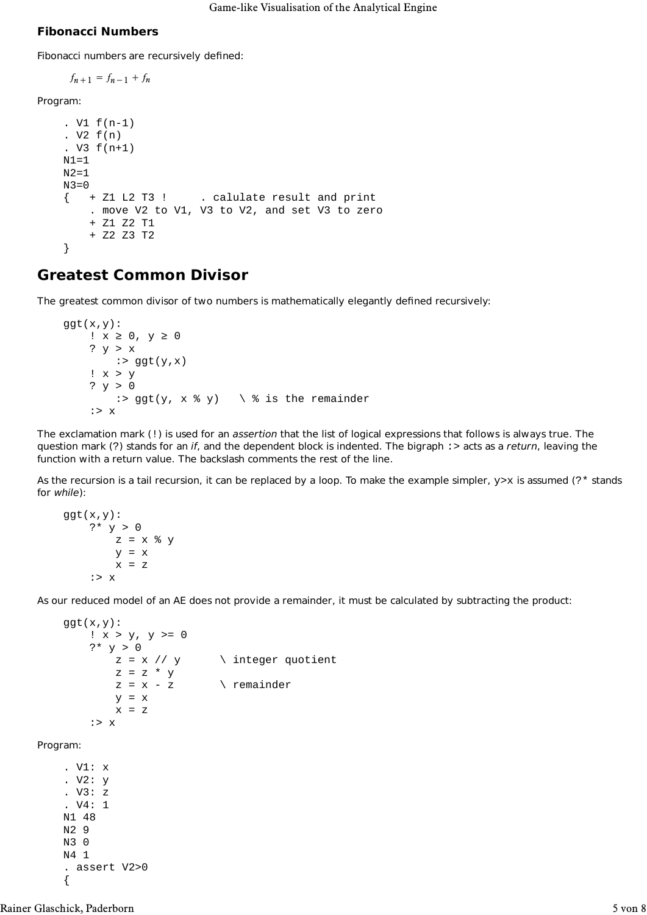### Fibonacci Numbers

Fibonacci numbers are recursively defined:

$$f_{n+1} = f_{n-1} + f_n$$

Program:

```
. V1 f(n-1)
. V2 f(n)
. V3 f(n+1)
N1=1
N2=1
N3=0
{   + Z1 L2 T3 !     . calulate result and print
    . move V2 to V1, V3 to V2, and set V3 to zero
    + Z1 Z2 T1
    + Z2 Z3 T2
}
```

## Greatest Common Divisor

The greatest common divisor of two numbers is mathematically elegantly defined recursively:

```
ggt(x,y):
    ! x ≥ 0, y ≥ 0
    ? y > x
        :> ggt(y,x)
    ! x > y
    ? y > 0
        :> ggt(y, x % y)   \ % is the remainder
    :> x
```

The exclamation mark (`!`) is used for an *assertion* that the list of logical expressions that follows is always true. The question mark (`?`) stands for an *if*, and the dependent block is indented. The bigraph `:>` acts as a *return*, leaving the function with a return value. The backslash comments the rest of the line.

As the recursion is a tail recursion, it can be replaced by a loop. To make the example simpler, y>x is assumed (`?*` stands for *while*):

```
ggt(x,y):
    ?* y > 0
        z = x % y
        y = x
        x = z
    :> x
```

As our reduced model of an AE does not provide a remainder, it must be calculated by subtracting the product:

```
ggt(x,y):
    ! x > y, y >= 0
    ?* y > 0
        z = x // y      \ integer quotient
        z = z * y
        z = x - z       \ remainder
        y = x
        x = z
    :> x
```

Program:

```
. V1: x
. V2: y
. V3: z
. V4: 1
N1 48
N2 9
N3 0
N4 1
. assert V2>0
{
```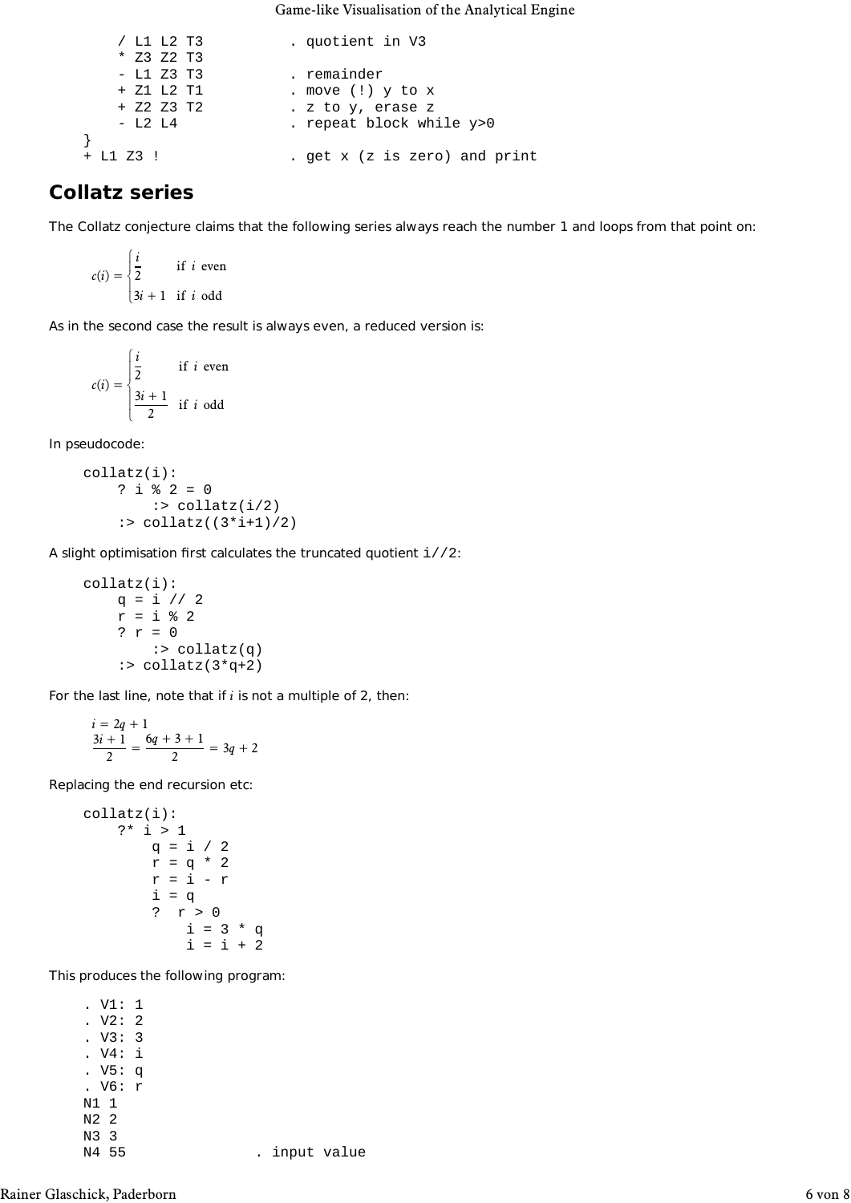```
    / L1 L2 T3          . quotient in V3
    * Z3 Z2 T3
    - L1 Z3 T3          . remainder
    + Z1 L2 T1          . move (!) y to x
    + Z2 Z3 T2          . z to y, erase z
    - L2 L4             . repeat block while y>0
}
+ L1 Z3 !               . get x (z is zero) and print
```

## Collatz series

The Collatz conjecture claims that the following series always reach the number 1 and loops from that point on:

$$c(i) = \begin{cases} \frac{i}{2} & \text{if } i \text{ even} \\ 3i+1 & \text{if } i \text{ odd} \end{cases}$$

As in the second case the result is always even, a reduced version is:

$$c(i) = \begin{cases} \frac{i}{2} & \text{if } i \text{ even} \\ \frac{3i+1}{2} & \text{if } i \text{ odd} \end{cases}$$

In pseudocode:

```
collatz(i):
    ? i % 2 = 0
        :> collatz(i/2)
    :> collatz((3*i+1)/2)
```

A slight optimisation first calculates the truncated quotient `i//2`:

```
collatz(i):
    q = i // 2
    r = i % 2
    ? r = 0
        :> collatz(q)
    :> collatz(3*q+2)
```

For the last line, note that if $i$ is not a multiple of 2, then:

$$i = 2q + 1$$
$$\frac{3i+1}{2} = \frac{6q+3+1}{2} = 3q + 2$$

Replacing the end recursion etc:

```
collatz(i):
    ?* i > 1
        q = i / 2
        r = q * 2
        r = i - r
        i = q
        ?  r > 0
            i = 3 * q
            i = i + 2
```

This produces the following program:

```
. V1: 1
. V2: 2
. V3: 3
. V4: i
. V5: q
. V6: r
N1 1
N2 2
N3 3
N4 55               . input value
```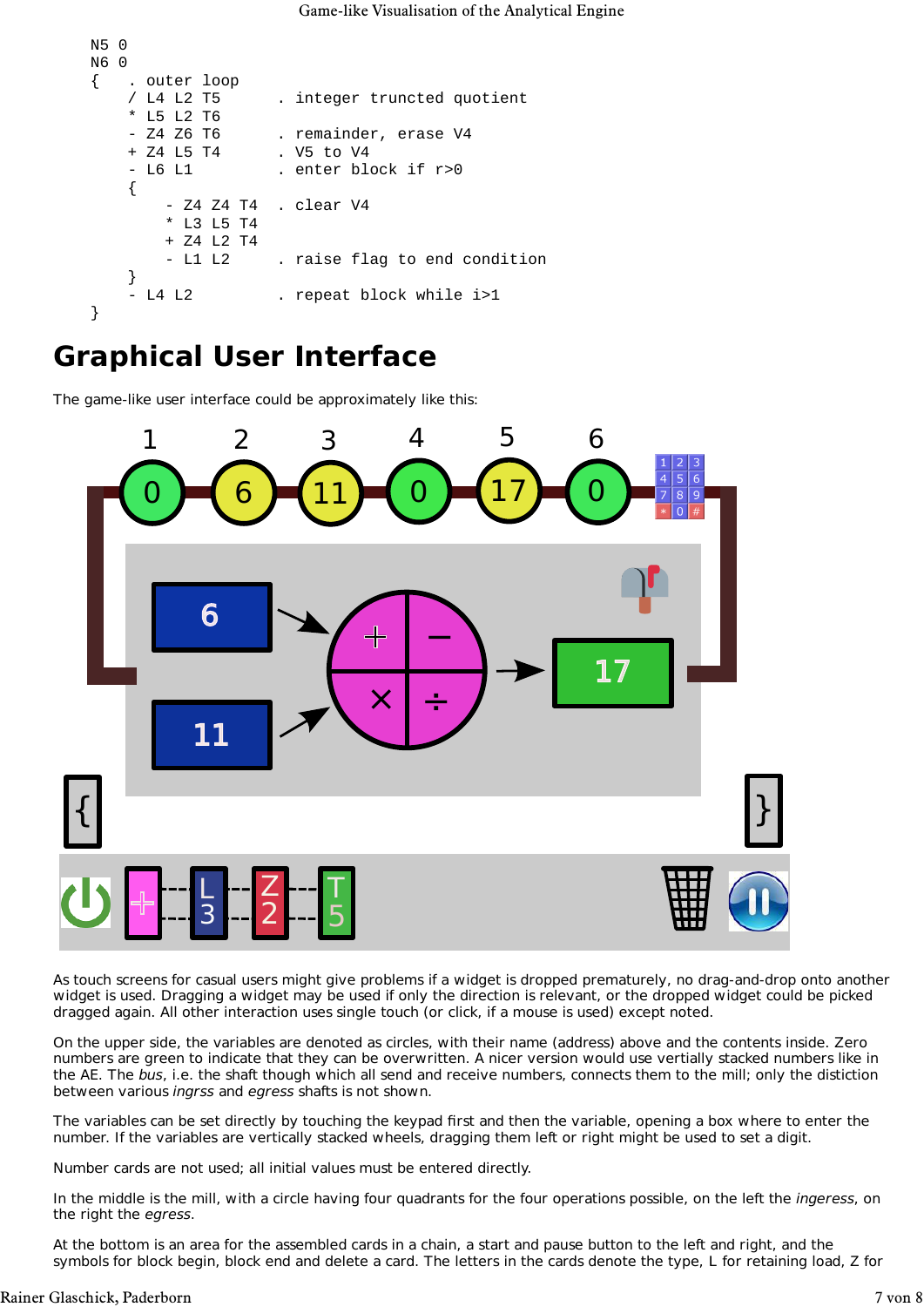```
N5 0
N6 0
{   . outer loop
    / L4 L2 T5      . integer truncted quotient
    * L5 L2 T6
    - Z4 Z6 T6      . remainder, erase V4
    + Z4 L5 T4      . V5 to V4
    - L6 L1         . enter block if r>0
    {
        - Z4 Z4 T4  . clear V4
        * L3 L5 T4
        + Z4 L2 T4
        - L1 L2     . raise flag to end condition
    }
    - L4 L2         . repeat block while i>1
}
```

## Graphical User Interface

The game-like user interface could be approximately like this:

As touch screens for casual users might give problems if a widget is dropped prematurely, no drag-and-drop onto another widget is used. Dragging a widget may be used if only the direction is relevant, or the dropped widget could be picked dragged again. All other interaction uses single touch (or click, if a mouse is used) except noted.

On the upper side, the variables are denoted as circles, with their name (address) above and the contents inside. Zero numbers are green to indicate that they can be overwritten. A nicer version would use vertially stacked numbers like in the AE. The *bus*, i.e. the shaft though which all send and receive numbers, connects them to the mill; only the distiction between various *ingrss* and *egress* shafts is not shown.

The variables can be set directly by touching the keypad first and then the variable, opening a box where to enter the number. If the variables are vertically stacked wheels, dragging them left or right might be used to set a digit.

Number cards are not used; all initial values must be entered directly.

In the middle is the mill, with a circle having four quadrants for the four operations possible, on the left the *ingeress*, on the right the *egress*.

At the bottom is an area for the assembled cards in a chain, a start and pause button to the left and right, and the symbols for block begin, block end and delete a card. The letters in the cards denote the type, L for retaining load, Z for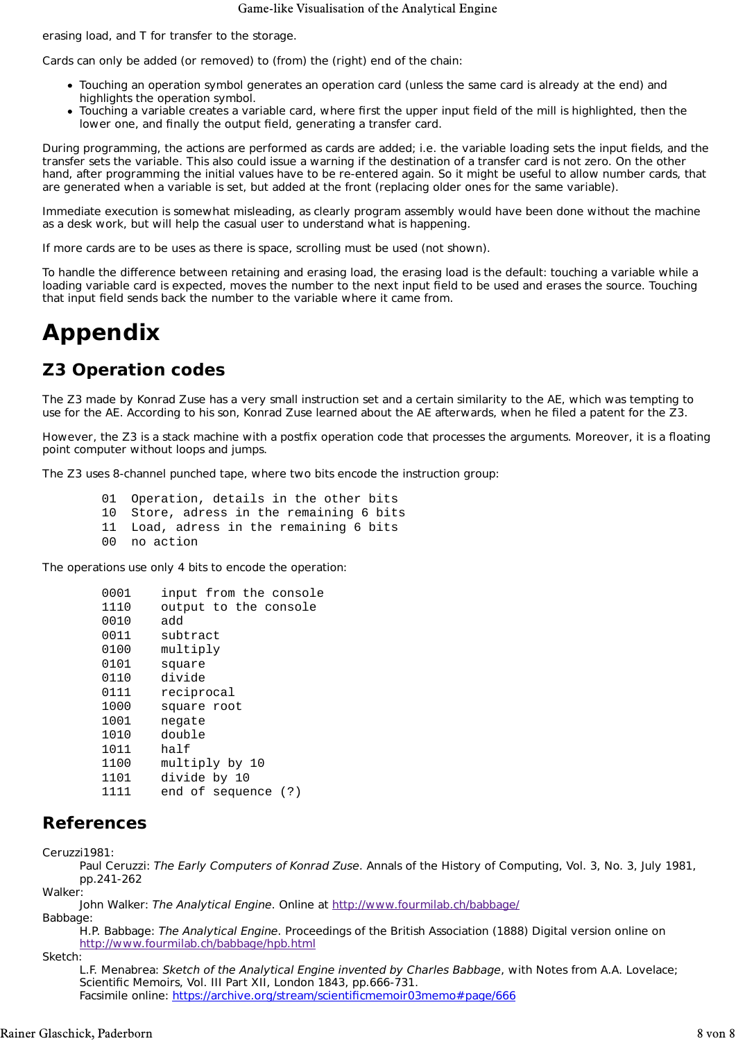erasing load, and T for transfer to the storage.

Cards can only be added (or removed) to (from) the (right) end of the chain:

- Touching an operation symbol generates an operation card (unless the same card is already at the end) and highlights the operation symbol.
- Touching a variable creates a variable card, where first the upper input field of the mill is highlighted, then the lower one, and finally the output field, generating a transfer card.

During programming, the actions are performed as cards are added; i.e. the variable loading sets the input fields, and the transfer sets the variable. This also could issue a warning if the destination of a transfer card is not zero. On the other hand, after programming the initial values have to be re-entered again. So it might be useful to allow number cards, that are generated when a variable is set, but added at the front (replacing older ones for the same variable).

Immediate execution is somewhat misleading, as clearly program assembly would have been done without the machine as a desk work, but will help the casual user to understand what is happening.

If more cards are to be uses as there is space, scrolling must be used (not shown).

To handle the difference between retaining and erasing load, the erasing load is the default: touching a variable while a loading variable card is expected, moves the number to the next input field to be used and erases the source. Touching that input field sends back the number to the variable where it came from.

# Appendix

## Z3 Operation codes

The Z3 made by Konrad Zuse has a very small instruction set and a certain similarity to the AE, which was tempting to use for the AE. According to his son, Konrad Zuse learned about the AE afterwards, when he filed a patent for the Z3.

However, the Z3 is a stack machine with a postfix operation code that processes the arguments. Moreover, it is a floating point computer without loops and jumps.

The Z3 uses 8-channel punched tape, where two bits encode the instruction group:

```
01  Operation, details in the other bits
10  Store, adress in the remaining 6 bits
11  Load, adress in the remaining 6 bits
00  no action
```

The operations use only 4 bits to encode the operation:

```
0001    input from the console
1110    output to the console
0010    add
0011    subtract
0100    multiply
0101    square
0110    divide
0111    reciprocal
1000    square root
1001    negate
1010    double
1011    half
1100    multiply by 10
1101    divide by 10
1111    end of sequence (?)
```

## References

Ceruzzi1981:
: Paul Ceruzzi: *The Early Computers of Konrad Zuse*. Annals of the History of Computing, Vol. 3, No. 3, July 1981, pp.241-262

Walker:
: John Walker: *The Analytical Engine*. Online at http://www.fourmilab.ch/babbage/

Babbage:
: H.P. Babbage: *The Analytical Engine*. Proceedings of the British Association (1888) Digital version online on http://www.fourmilab.ch/babbage/hpb.html

Sketch:
: L.F. Menabrea: *Sketch of the Analytical Engine invented by Charles Babbage*, with Notes from A.A. Lovelace; Scientific Memoirs, Vol. III Part XII, London 1843, pp.666-731.
: Facsimile online: https://archive.org/stream/scientificmemoir03memo#page/666